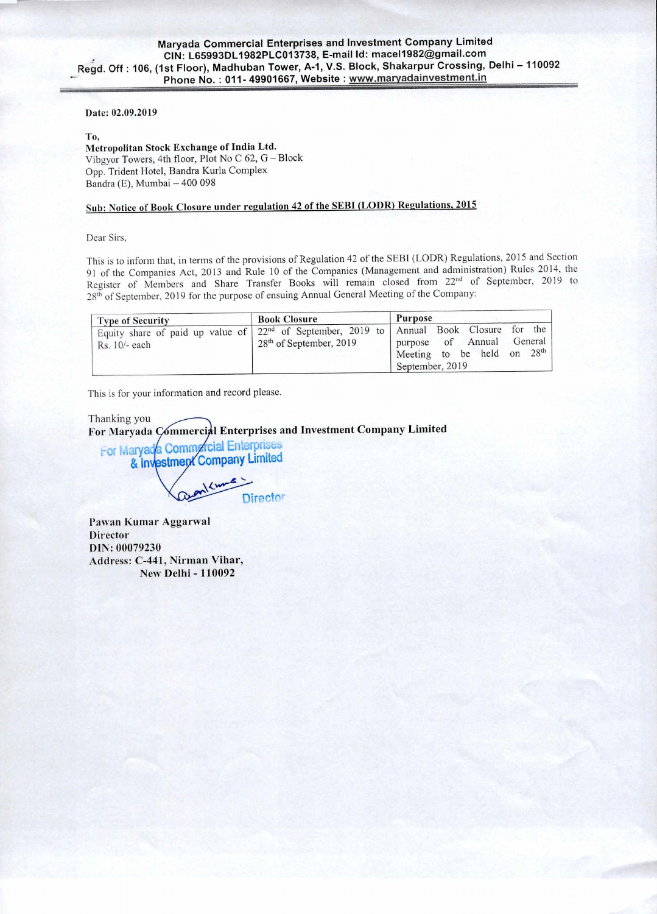**Maryada Commercial Enterprises and Investment Company Limited**
**CIN: L65993DL1982PLC013738, E-mail Id: macel1982@gmail.com**
**Regd. Off : 106, (1st Floor), Madhuban Tower, A-1, V.S. Block, Shakarpur Crossing, Delhi – 110092**
**Phone No. : 011- 49901667, Website : www.maryadainvestment.in**

**Date: 02.09.2019**

To,
**Metropolitan Stock Exchange of India Ltd.**
Vibgyor Towers, 4th floor, Plot No C 62, G – Block
Opp. Trident Hotel, Bandra Kurla Complex
Bandra (E), Mumbai – 400 098

**Sub: Notice of Book Closure under regulation 42 of the SEBI (LODR) Regulations, 2015**

Dear Sirs,

This is to inform that, in terms of the provisions of Regulation 42 of the SEBI (LODR) Regulations, 2015 and Section 91 of the Companies Act, 2013 and Rule 10 of the Companies (Management and administration) Rules 2014, the Register of Members and Share Transfer Books will remain closed from 22nd of September, 2019 to 28th of September, 2019 for the purpose of ensuing Annual General Meeting of the Company:

| Type of Security | Book Closure | Purpose |
|---|---|---|
| Equity share of paid up value of Rs. 10/- each | 22nd of September, 2019 to 28th of September, 2019 | Annual Book Closure for the purpose of Annual General Meeting to be held on 28th September, 2019 |

This is for your information and record please.

Thanking you
**For Maryada Commercial Enterprises and Investment Company Limited**

For Maryada Commercial Enterprises & Investment Company Limited
Director

**Pawan Kumar Aggarwal**
**Director**
**DIN: 00079230**
**Address: C-441, Nirman Vihar,**
**New Delhi - 110092**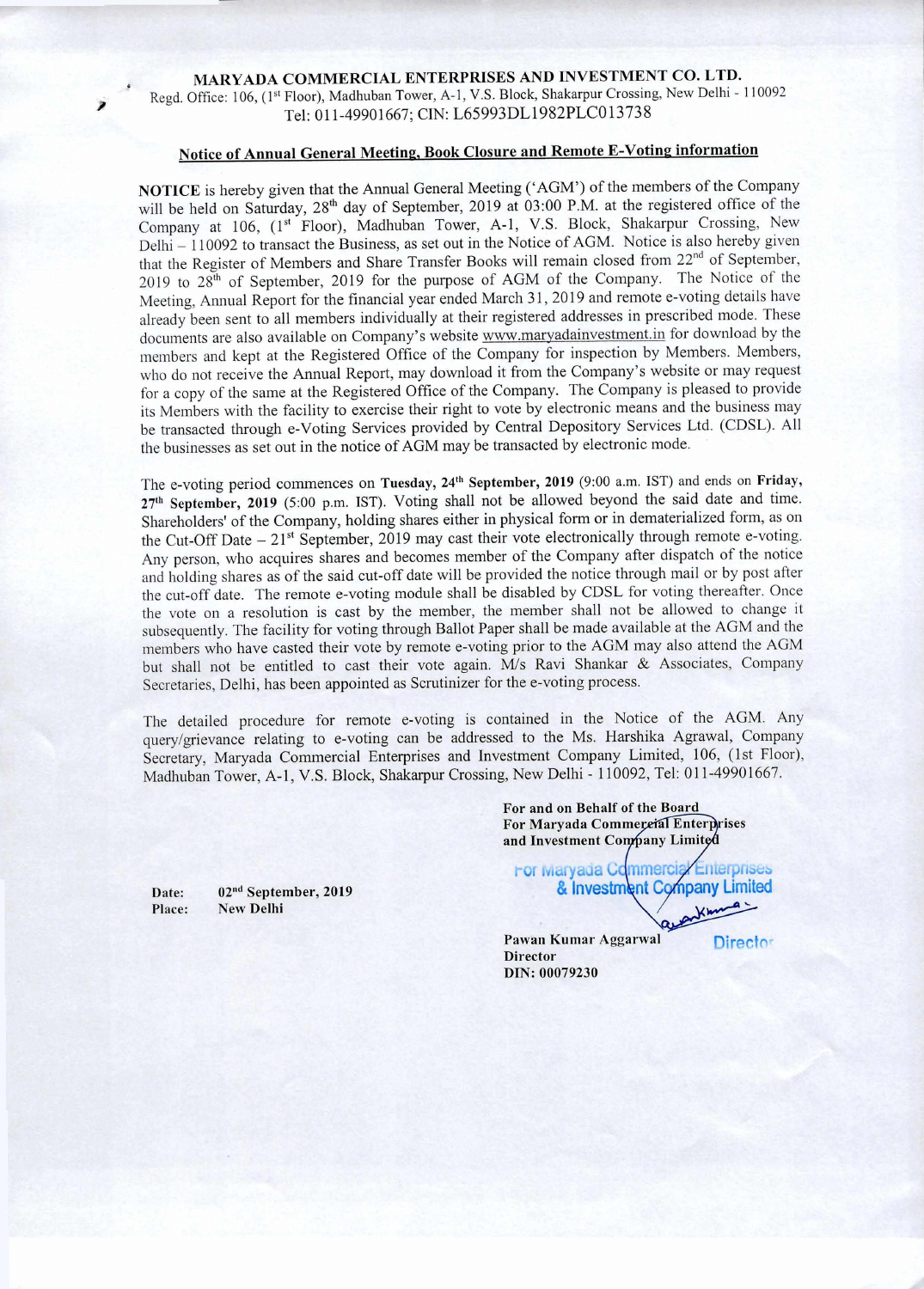**MARYADA COMMERCIAL ENTERPRISES AND INVESTMENT CO. LTD.**

Regd. Office: 106, (1st Floor), Madhuban Tower, A-1, V.S. Block, Shakarpur Crossing, New Delhi - 110092

Tel: 011-49901667; CIN: L65993DL1982PLC013738

## Notice of Annual General Meeting, Book Closure and Remote E-Voting information

**NOTICE** is hereby given that the Annual General Meeting ('AGM') of the members of the Company will be held on Saturday, 28th day of September, 2019 at 03:00 P.M. at the registered office of the Company at 106, (1st Floor), Madhuban Tower, A-1, V.S. Block, Shakarpur Crossing, New Delhi – 110092 to transact the Business, as set out in the Notice of AGM. Notice is also hereby given that the Register of Members and Share Transfer Books will remain closed from 22nd of September, 2019 to 28th of September, 2019 for the purpose of AGM of the Company. The Notice of the Meeting, Annual Report for the financial year ended March 31, 2019 and remote e-voting details have already been sent to all members individually at their registered addresses in prescribed mode. These documents are also available on Company's website www.maryadainvestment.in for download by the members and kept at the Registered Office of the Company for inspection by Members. Members, who do not receive the Annual Report, may download it from the Company's website or may request for a copy of the same at the Registered Office of the Company. The Company is pleased to provide its Members with the facility to exercise their right to vote by electronic means and the business may be transacted through e-Voting Services provided by Central Depository Services Ltd. (CDSL). All the businesses as set out in the notice of AGM may be transacted by electronic mode.

The e-voting period commences on **Tuesday, 24th September, 2019** (9:00 a.m. IST) and ends on **Friday, 27th September, 2019** (5:00 p.m. IST). Voting shall not be allowed beyond the said date and time. Shareholders' of the Company, holding shares either in physical form or in dematerialized form, as on the Cut-Off Date – 21st September, 2019 may cast their vote electronically through remote e-voting. Any person, who acquires shares and becomes member of the Company after dispatch of the notice and holding shares as of the said cut-off date will be provided the notice through mail or by post after the cut-off date. The remote e-voting module shall be disabled by CDSL for voting thereafter. Once the vote on a resolution is cast by the member, the member shall not be allowed to change it subsequently. The facility for voting through Ballot Paper shall be made available at the AGM and the members who have casted their vote by remote e-voting prior to the AGM may also attend the AGM but shall not be entitled to cast their vote again. M/s Ravi Shankar & Associates, Company Secretaries, Delhi, has been appointed as Scrutinizer for the e-voting process.

The detailed procedure for remote e-voting is contained in the Notice of the AGM. Any query/grievance relating to e-voting can be addressed to the Ms. Harshika Agrawal, Company Secretary, Maryada Commercial Enterprises and Investment Company Limited, 106, (1st Floor), Madhuban Tower, A-1, V.S. Block, Shakarpur Crossing, New Delhi - 110092, Tel: 011-49901667.

**For and on Behalf of the Board**
**For Maryada Commercial Enterprises and Investment Company Limited**

For Maryada Commercial Enterprises & Investment Company Limited

Director

**Date:** 02nd September, 2019
**Place:** New Delhi

**Pawan Kumar Aggarwal**
**Director**
**DIN: 00079230**